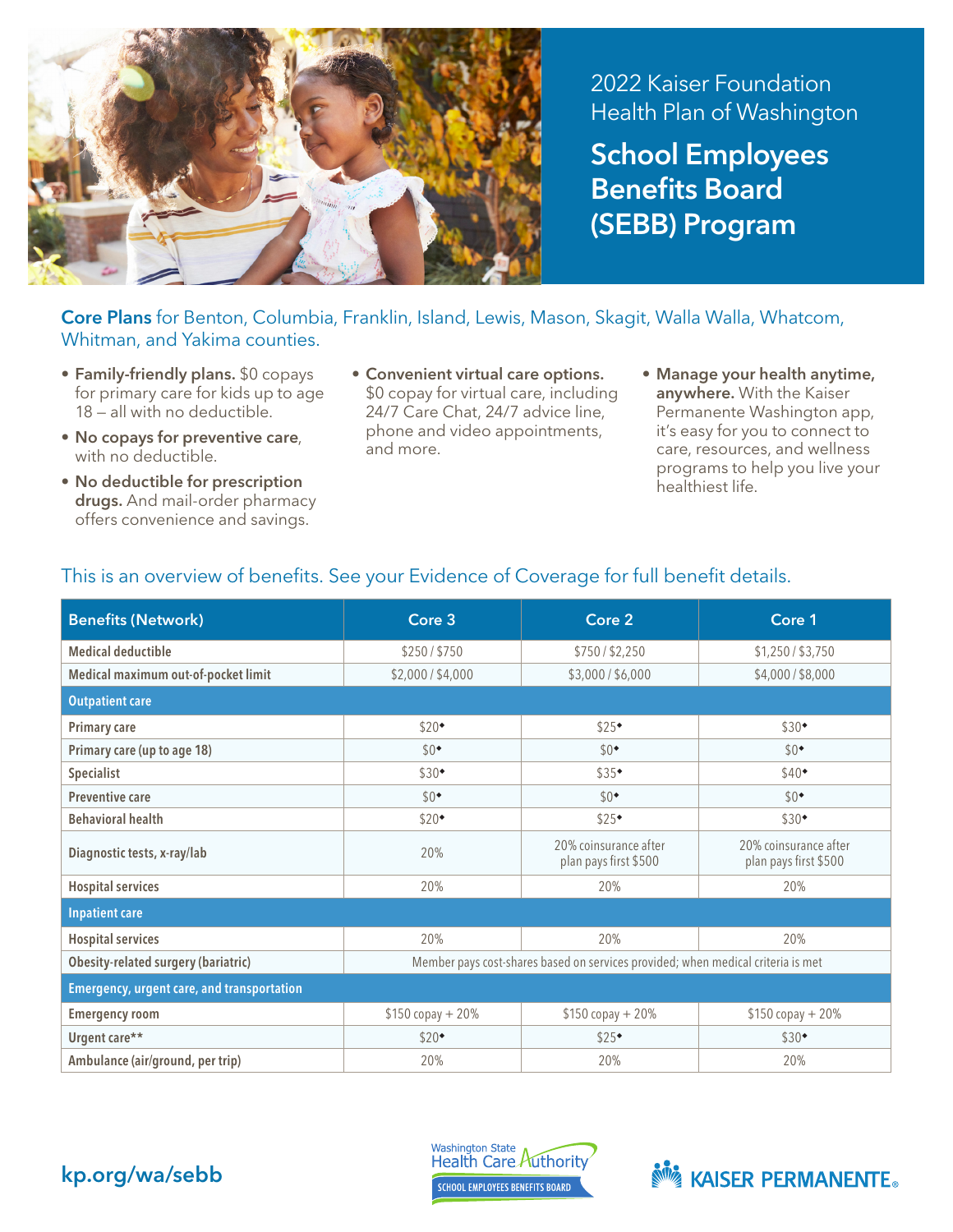# 2022 Kaiser Foundation Health Plan of Washington

## School Employees Benefits Board (SEBB) Program

**Core Plans** for Benton, Columbia, Franklin, Island, Lewis, Mason, Skagit, Walla Walla, Whatcom, Whitman, and Yakima counties.

- **Family-friendly plans.** $0 copays for primary care for kids up to age 18 – all with no deductible.
- **No copays for preventive care**, with no deductible.
- **No deductible for prescription drugs.** And mail-order pharmacy offers convenience and savings.
- **Convenient virtual care options.** $0 copay for virtual care, including 24/7 Care Chat, 24/7 advice line, phone and video appointments, and more.
- **Manage your health anytime, anywhere.** With the Kaiser Permanente Washington app, it's easy for you to connect to care, resources, and wellness programs to help you live your healthiest life.

This is an overview of benefits. See your Evidence of Coverage for full benefit details.

| Benefits (Network) | Core 3 | Core 2 | Core 1 |
|---|---|---|---|
| Medical deductible | $250 / $750 | $750 / $2,250 | $1,250 / $3,750 |
| Medical maximum out-of-pocket limit | $2,000 / $4,000 | $3,000 / $6,000 | $4,000 / $8,000 |
| **Outpatient care** | | | |
| Primary care | $20◆ | $25◆ | $30◆ |
| Primary care (up to age 18) | $0◆ | $0◆ | $0◆ |
| Specialist | $30◆ | $35◆ | $40◆ |
| Preventive care | $0◆ | $0◆ | $0◆ |
| Behavioral health | $20◆ | $25◆ | $30◆ |
| Diagnostic tests, x-ray/lab | 20% | 20% coinsurance after plan pays first $500 | 20% coinsurance after plan pays first $500 |
| Hospital services | 20% | 20% | 20% |
| **Inpatient care** | | | |
| Hospital services | 20% | 20% | 20% |
| Obesity-related surgery (bariatric) | Member pays cost-shares based on services provided; when medical criteria is met | | |
| **Emergency, urgent care, and transportation** | | | |
| Emergency room | $150 copay + 20% | $150 copay + 20% | $150 copay + 20% |
| Urgent care** | $20◆ | $25◆ | $30◆ |
| Ambulance (air/ground, per trip) | 20% | 20% | 20% |

kp.org/wa/sebb

Washington State Health Care Authority – SCHOOL EMPLOYEES BENEFITS BOARD

KAISER PERMANENTE®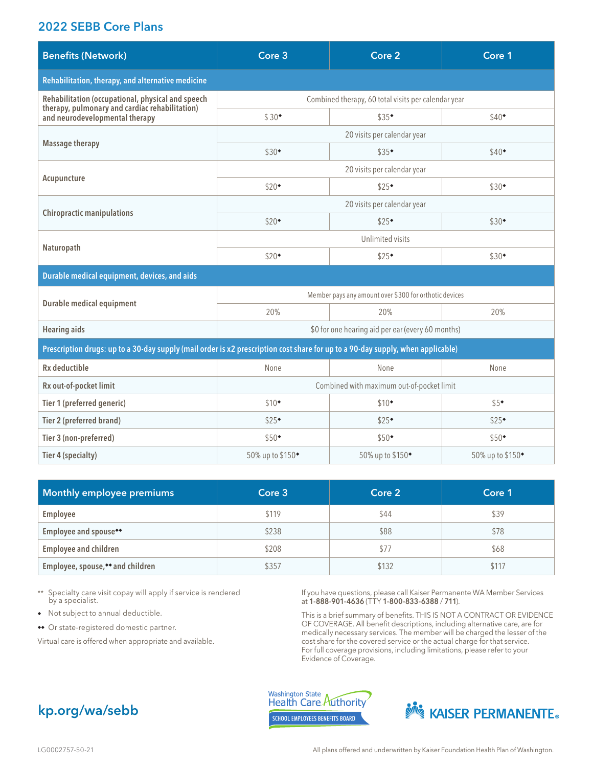## 2022 SEBB Core Plans

| Benefits (Network) | Core 3 | Core 2 | Core 1 |
|---|---|---|---|
| **Rehabilitation, therapy, and alternative medicine** | | | |
| **Rehabilitation (occupational, physical and speech therapy, pulmonary and cardiac rehabilitation) and neurodevelopmental therapy** | Combined therapy, 60 total visits per calendar year | | |
| | $ 30◆ | $35◆ | $40◆ |
| **Massage therapy** | 20 visits per calendar year | | |
| | $30◆ | $35◆ | $40◆ |
| **Acupuncture** | 20 visits per calendar year | | |
| | $20◆ | $25◆ | $30◆ |
| **Chiropractic manipulations** | 20 visits per calendar year | | |
| | $20◆ | $25◆ | $30◆ |
| **Naturopath** | Unlimited visits | | |
| | $20◆ | $25◆ | $30◆ |
| **Durable medical equipment, devices, and aids** | | | |
| **Durable medical equipment** | Member pays any amount over $300 for orthotic devices | | |
| | 20% | 20% | 20% |
| **Hearing aids** | $0 for one hearing aid per ear (every 60 months) | | |
| **Prescription drugs: up to a 30-day supply (mail order is x2 prescription cost share for up to a 90-day supply, when applicable)** | | | |
| **Rx deductible** | None | None | None |
| **Rx out-of-pocket limit** | Combined with maximum out-of-pocket limit | | |
| **Tier 1 (preferred generic)** | $10◆ | $10◆ | $5◆ |
| **Tier 2 (preferred brand)** | $25◆ | $25◆ | $25◆ |
| **Tier 3 (non-preferred)** | $50◆ | $50◆ | $50◆ |
| **Tier 4 (specialty)** | 50% up to $150◆ | 50% up to $150◆ | 50% up to $150◆ |

| Monthly employee premiums | Core 3 | Core 2 | Core 1 |
|---|---|---|---|
| **Employee** | $119 | $44 | $39 |
| **Employee and spouse◆◆** | $238 | $88 | $78 |
| **Employee and children** | $208 | $77 | $68 |
| **Employee, spouse,◆◆ and children** | $357 | $132 | $117 |

** Specialty care visit copay will apply if service is rendered by a specialist.

◆ Not subject to annual deductible.

◆◆ Or state-registered domestic partner.

Virtual care is offered when appropriate and available.

If you have questions, please call Kaiser Permanente WA Member Services at **1-888-901-4636** (TTY **1-800-833-6388** / **711**).

This is a brief summary of benefits. THIS IS NOT A CONTRACT OR EVIDENCE OF COVERAGE. All benefit descriptions, including alternative care, are for medically necessary services. The member will be charged the lesser of the cost share for the covered service or the actual charge for that service. For full coverage provisions, including limitations, please refer to your Evidence of Coverage.

**kp.org/wa/sebb**

Washington State Health Care Authority — SCHOOL EMPLOYEES BENEFITS BOARD

KAISER PERMANENTE®

LG0002757-50-21

All plans offered and underwritten by Kaiser Foundation Health Plan of Washington.